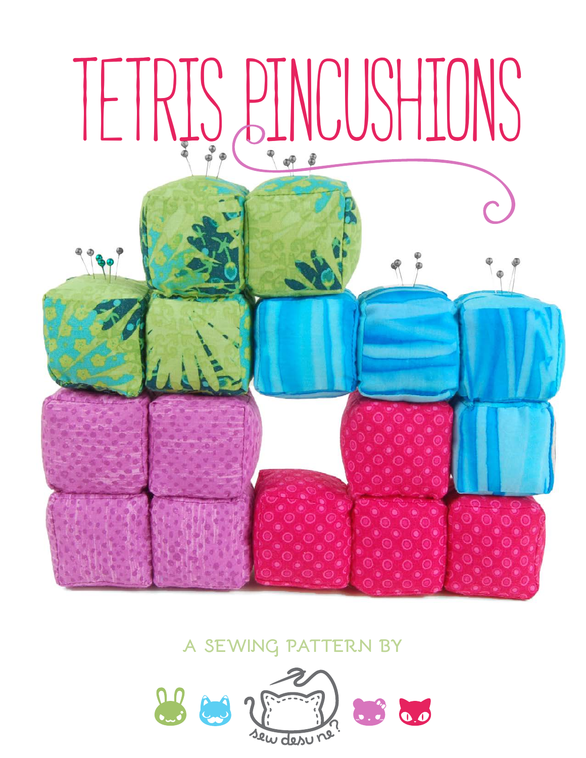# TETRIS PINCUSHIONS

A SEWING PATTERN BY

sew desu ne?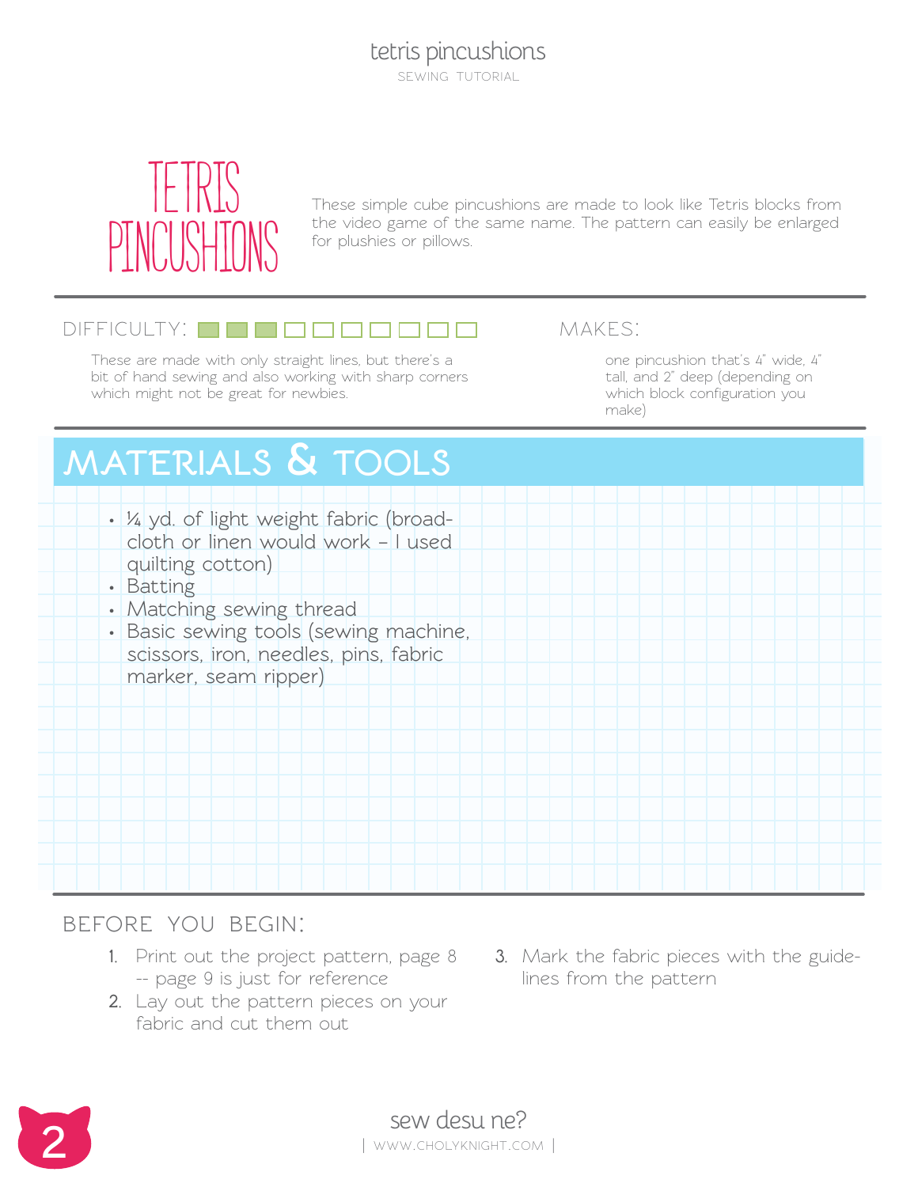# TETRIS PINCUSHIONS

These simple cube pincushions are made to look like Tetris blocks from the video game of the same name. The pattern can easily be enlarged for plushies or pillows.

## DIFFICULTY:

These are made with only straight lines, but there's a bit of hand sewing and also working with sharp corners which might not be great for newbies.

## MAKES:

one pincushion that's 4" wide, 4" tall, and 2" deep (depending on which block configuration you make)

## MATERIALS & TOOLS

- ¼ yd. of light weight fabric (broad-cloth or linen would work – I used quilting cotton)
- Batting
- Matching sewing thread
- Basic sewing tools (sewing machine, scissors, iron, needles, pins, fabric marker, seam ripper)

## BEFORE YOU BEGIN:

1. Print out the project pattern, page 8 -- page 9 is just for reference
2. Lay out the pattern pieces on your fabric and cut them out
3. Mark the fabric pieces with the guide-lines from the pattern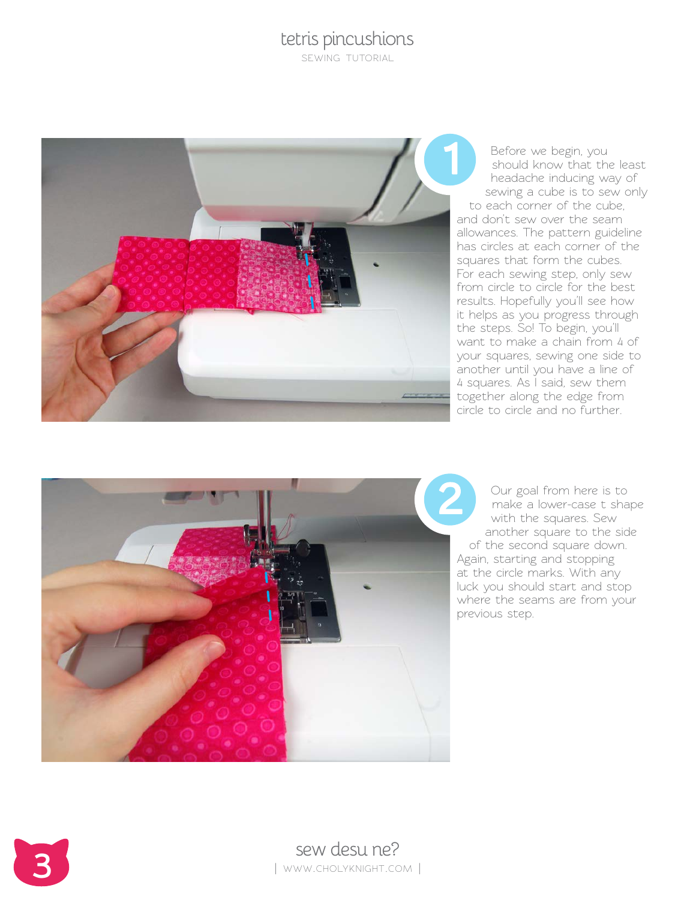**1**

Before we begin, you should know that the least headache inducing way of sewing a cube is to sew only to each corner of the cube, and don't sew over the seam allowances. The pattern guideline has circles at each corner of the squares that form the cubes. For each sewing step, only sew from circle to circle for the best results. Hopefully you'll see how it helps as you progress through the steps. So! To begin, you'll want to make a chain from 4 of your squares, sewing one side to another until you have a line of 4 squares. As I said, sew them together along the edge from circle to circle and no further.

**2**

Our goal from here is to make a lower-case t shape with the squares. Sew another square to the side of the second square down. Again, starting and stopping at the circle marks. With any luck you should start and stop where the seams are from your previous step.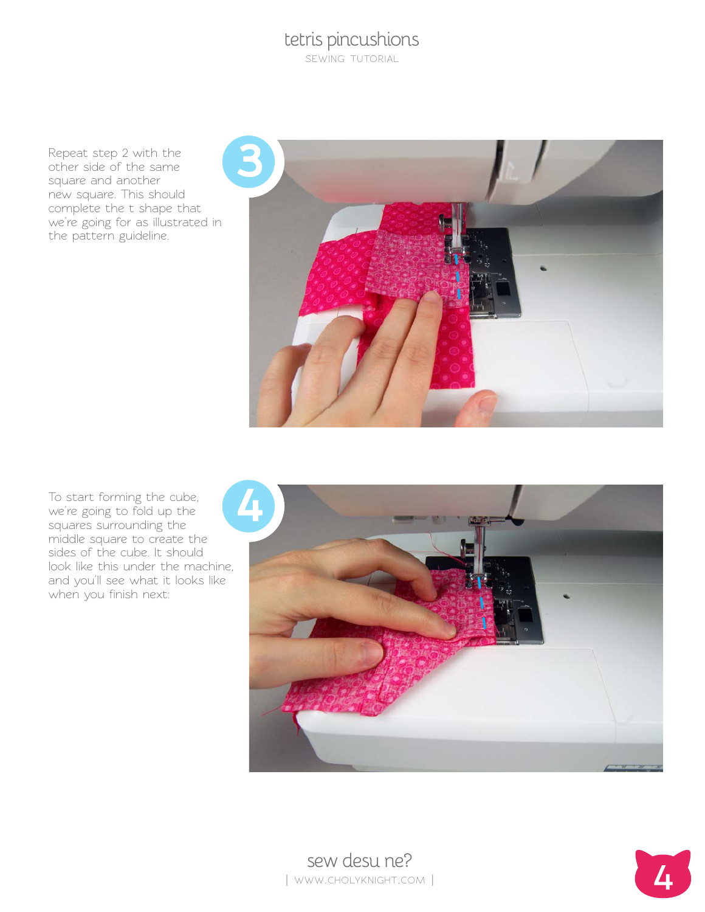**3**

Repeat step 2 with the other side of the same square and another new square. This should complete the t shape that we're going for as illustrated in the pattern guideline.

**4**

To start forming the cube, we're going to fold up the squares surrounding the middle square to create the sides of the cube. It should look like this under the machine, and you'll see what it looks like when you finish next: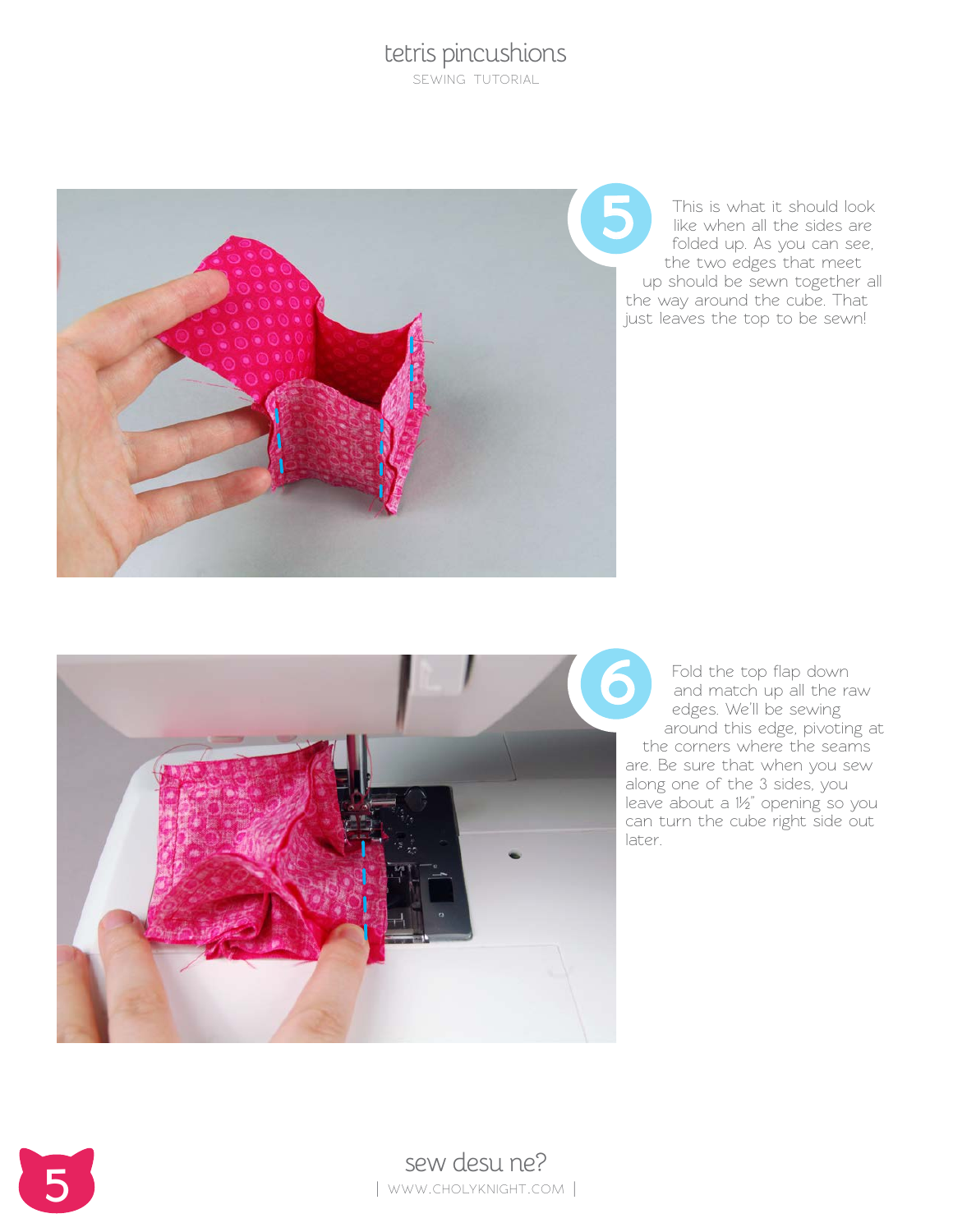**5** This is what it should look like when all the sides are folded up. As you can see, the two edges that meet up should be sewn together all the way around the cube. That just leaves the top to be sewn!

**6** Fold the top flap down and match up all the raw edges. We'll be sewing around this edge, pivoting at the corners where the seams are. Be sure that when you sew along one of the 3 sides, you leave about a 1½" opening so you can turn the cube right side out later.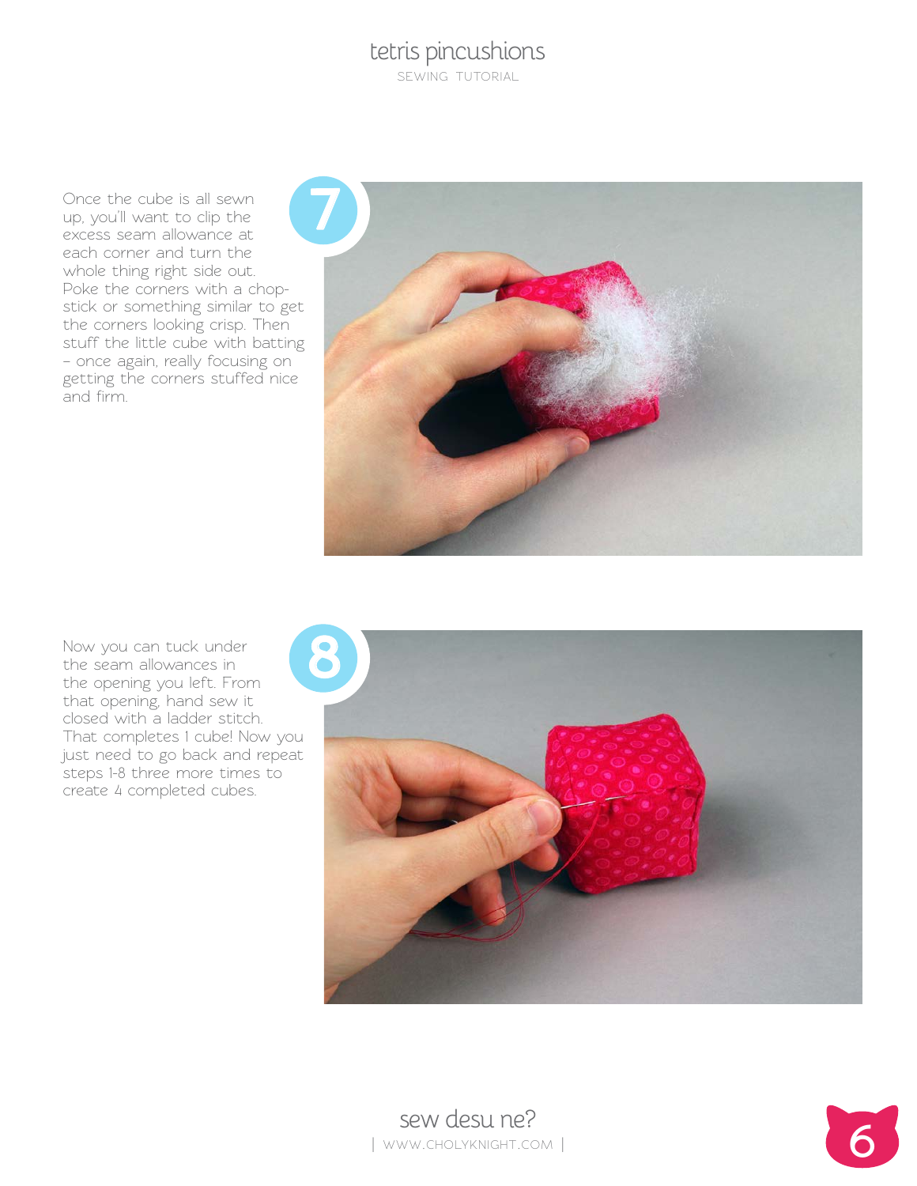**7**

Once the cube is all sewn up, you'll want to clip the excess seam allowance at each corner and turn the whole thing right side out. Poke the corners with a chop-stick or something similar to get the corners looking crisp. Then stuff the little cube with batting – once again, really focusing on getting the corners stuffed nice and firm.

**8**

Now you can tuck under the seam allowances in the opening you left. From that opening, hand sew it closed with a ladder stitch. That completes 1 cube! Now you just need to go back and repeat steps 1-8 three more times to create 4 completed cubes.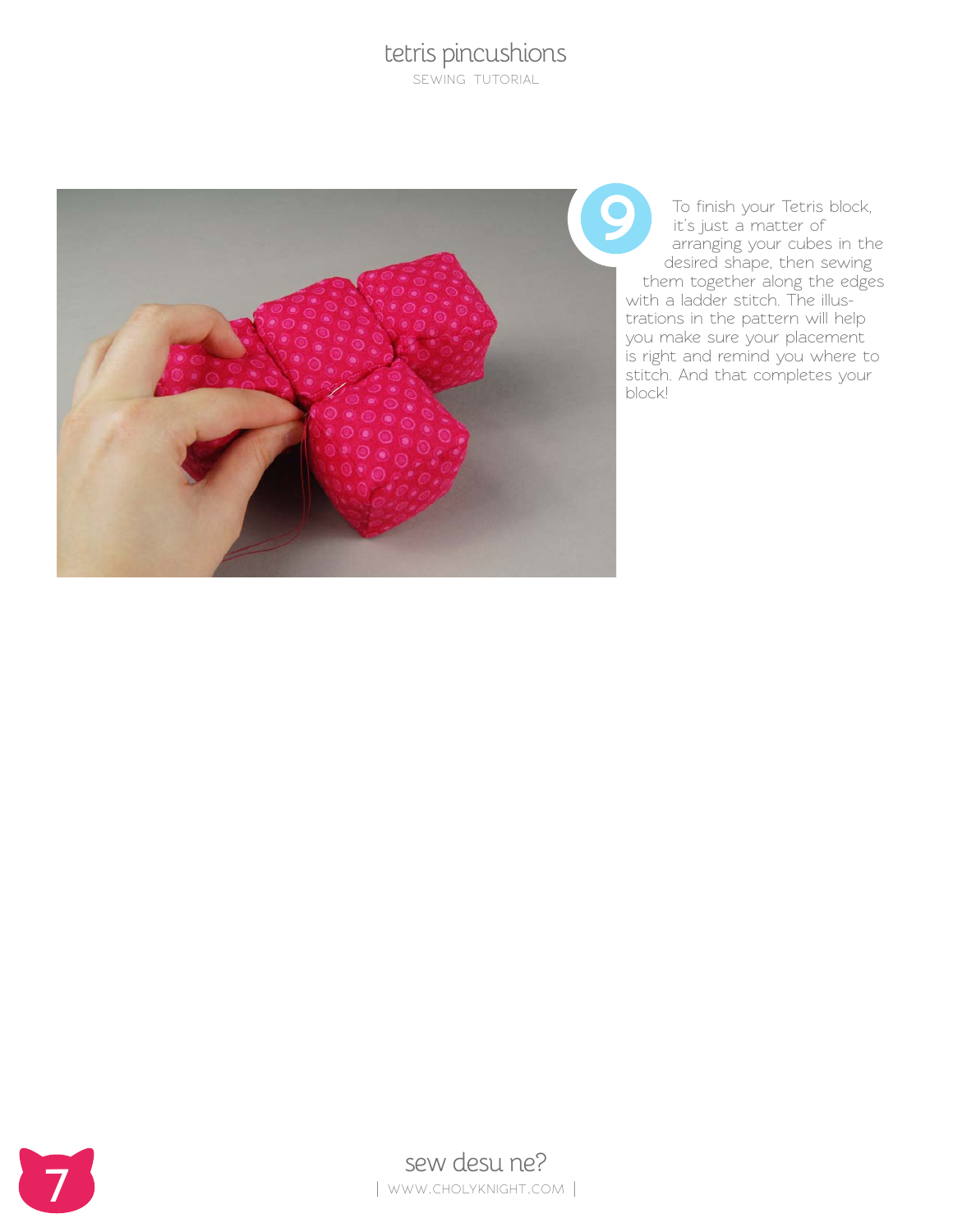**9** To finish your Tetris block, it's just a matter of arranging your cubes in the desired shape, then sewing them together along the edges with a ladder stitch. The illustrations in the pattern will help you make sure your placement is right and remind you where to stitch. And that completes your block!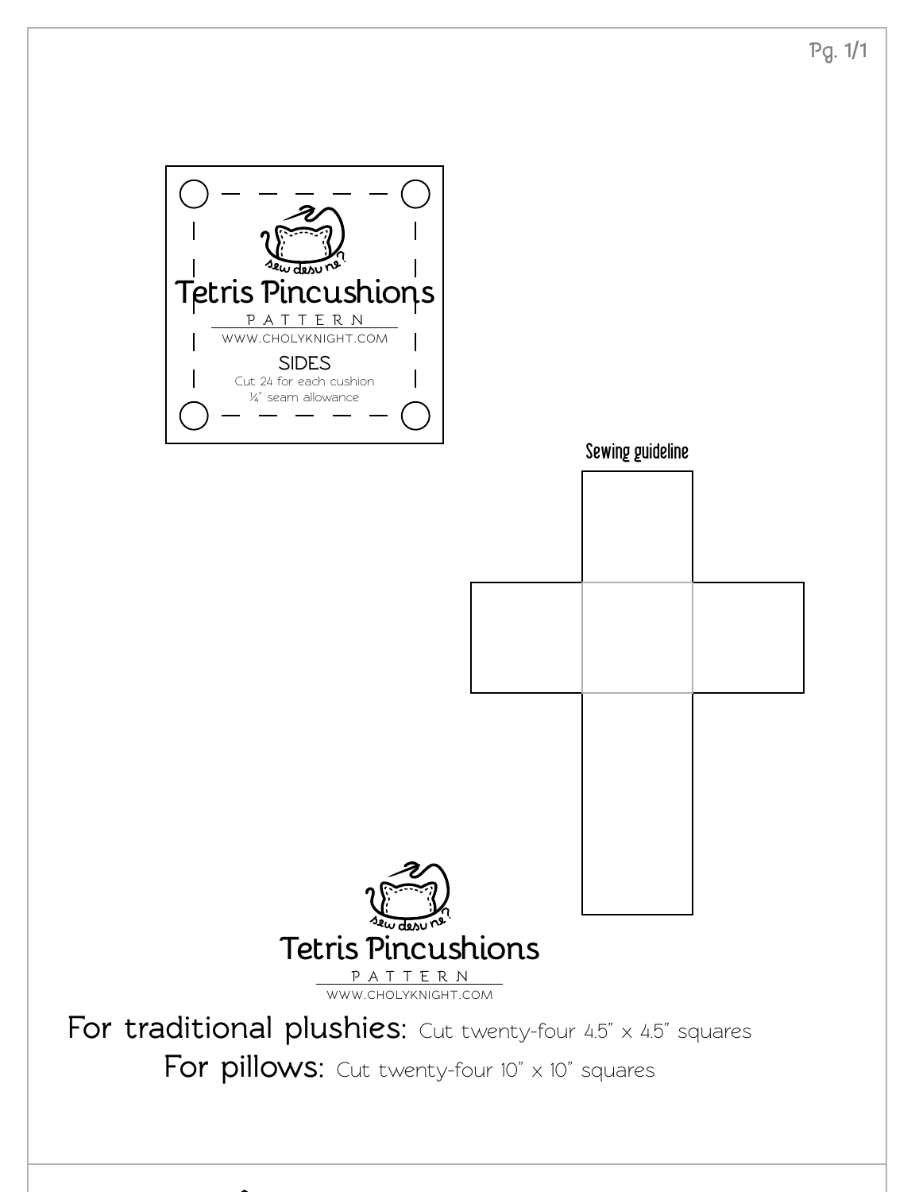Tetris Pincushions

PATTERN

WWW.CHOLYKNIGHT.COM

SIDES

Cut 24 for each cushion

¼" seam allowance

Sewing guideline

Tetris Pincushions

PATTERN

WWW.CHOLYKNIGHT.COM

For traditional plushies: Cut twenty-four 4.5" x 4.5" squares

For pillows: Cut twenty-four 10" x 10" squares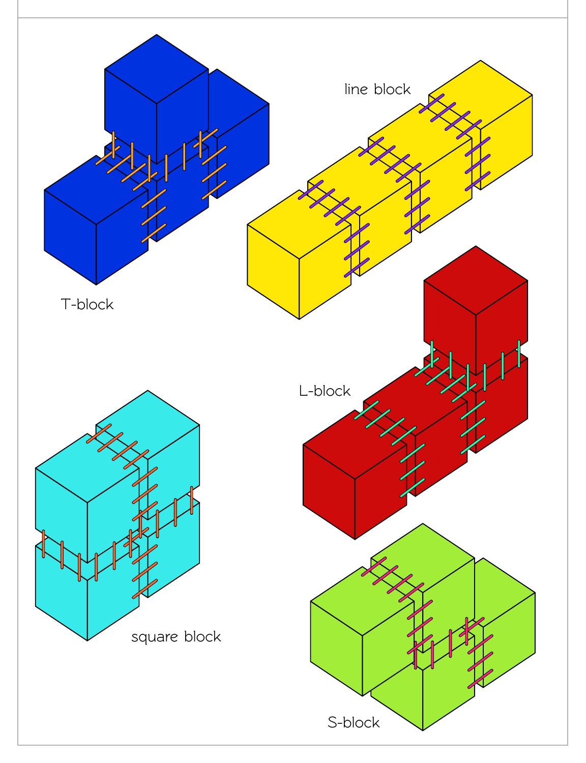T-block

line block

L-block

square block

S-block